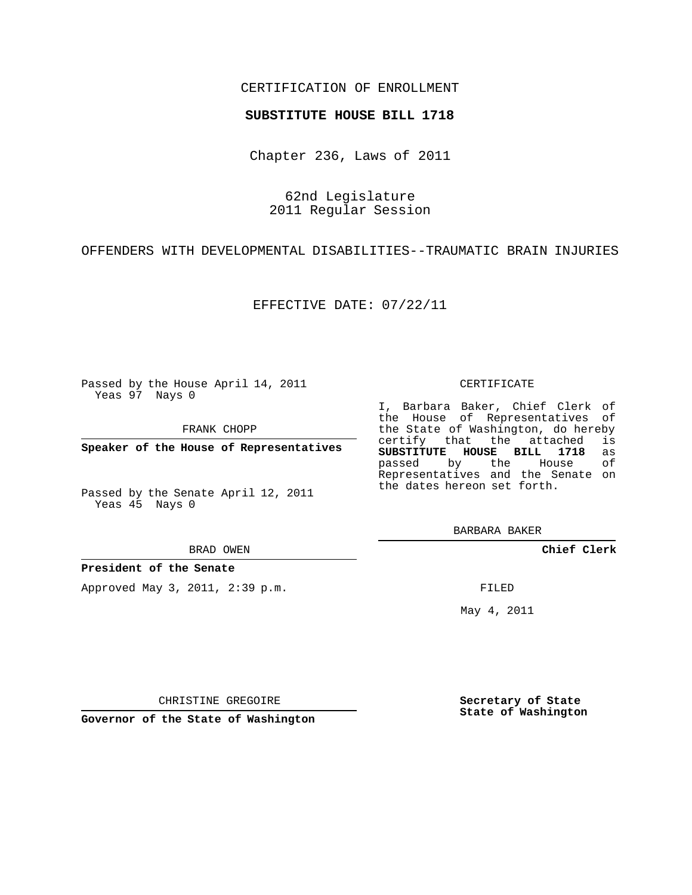CERTIFICATION OF ENROLLMENT

**SUBSTITUTE HOUSE BILL 1718**

Chapter 236, Laws of 2011

62nd Legislature
2011 Regular Session

OFFENDERS WITH DEVELOPMENTAL DISABILITIES--TRAUMATIC BRAIN INJURIES

EFFECTIVE DATE: 07/22/11

Passed by the House April 14, 2011
Yeas 97 Nays 0

FRANK CHOPP

**Speaker of the House of Representatives**

Passed by the Senate April 12, 2011
Yeas 45 Nays 0

BRAD OWEN

**President of the Senate**

Approved May 3, 2011, 2:39 p.m.

CHRISTINE GREGOIRE

**Governor of the State of Washington**

CERTIFICATE

I, Barbara Baker, Chief Clerk of the House of Representatives of the State of Washington, do hereby certify that the attached is **SUBSTITUTE HOUSE BILL 1718** as passed by the House of Representatives and the Senate on the dates hereon set forth.

BARBARA BAKER

**Chief Clerk**

FILED

May 4, 2011

**Secretary of State**
**State of Washington**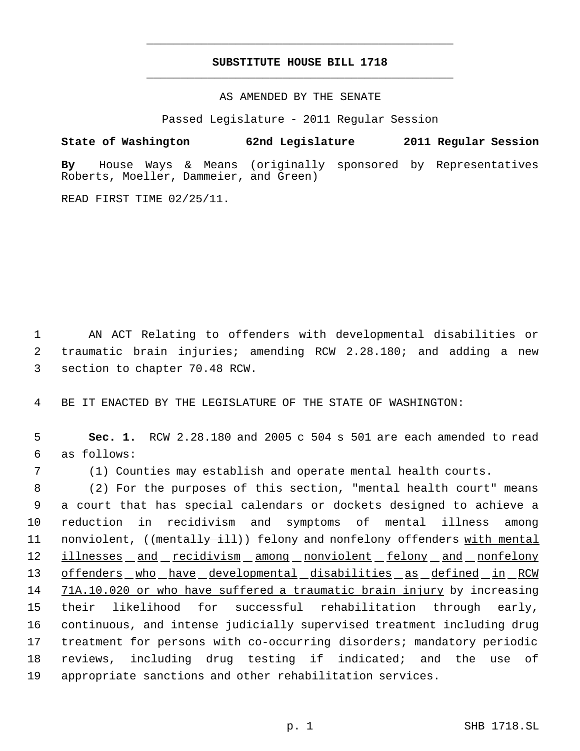# SUBSTITUTE HOUSE BILL 1718

AS AMENDED BY THE SENATE

Passed Legislature - 2011 Regular Session

**State of Washington 62nd Legislature 2011 Regular Session**

**By** House Ways & Means (originally sponsored by Representatives Roberts, Moeller, Dammeier, and Green)

READ FIRST TIME 02/25/11.

1 AN ACT Relating to offenders with developmental disabilities or
2 traumatic brain injuries; amending RCW 2.28.180; and adding a new
3 section to chapter 70.48 RCW.

4 BE IT ENACTED BY THE LEGISLATURE OF THE STATE OF WASHINGTON:

5 **Sec. 1.** RCW 2.28.180 and 2005 c 504 s 501 are each amended to read
6 as follows:

7 (1) Counties may establish and operate mental health courts.

8 (2) For the purposes of this section, "mental health court" means
9 a court that has special calendars or dockets designed to achieve a
10 reduction in recidivism and symptoms of mental illness among
11 nonviolent, ((~~mentally ill~~)) felony and nonfelony offenders <u>with mental</u>
12 <u>illnesses and recidivism among nonviolent felony and nonfelony</u>
13 <u>offenders who have developmental disabilities as defined in RCW</u>
14 <u>71A.10.020 or who have suffered a traumatic brain injury</u> by increasing
15 their likelihood for successful rehabilitation through early,
16 continuous, and intense judicially supervised treatment including drug
17 treatment for persons with co-occurring disorders; mandatory periodic
18 reviews, including drug testing if indicated; and the use of
19 appropriate sanctions and other rehabilitation services.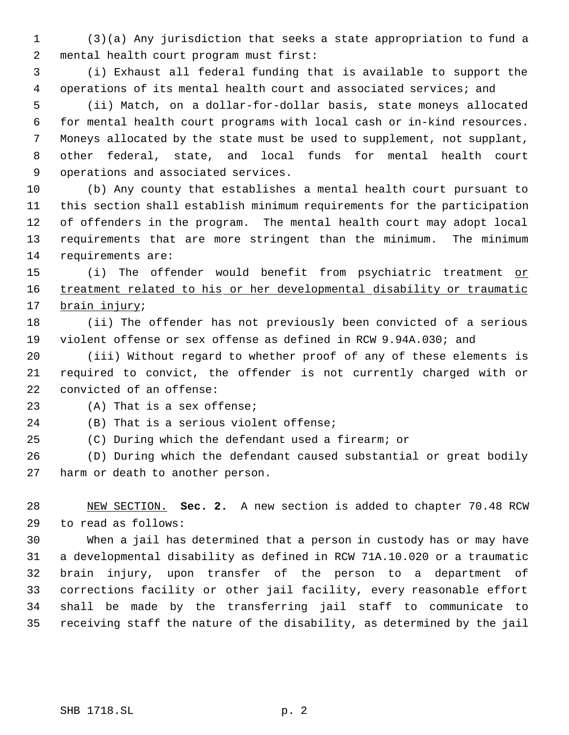(3)(a) Any jurisdiction that seeks a state appropriation to fund a mental health court program must first:

(i) Exhaust all federal funding that is available to support the operations of its mental health court and associated services; and

(ii) Match, on a dollar-for-dollar basis, state moneys allocated for mental health court programs with local cash or in-kind resources. Moneys allocated by the state must be used to supplement, not supplant, other federal, state, and local funds for mental health court operations and associated services.

(b) Any county that establishes a mental health court pursuant to this section shall establish minimum requirements for the participation of offenders in the program. The mental health court may adopt local requirements that are more stringent than the minimum. The minimum requirements are:

(i) The offender would benefit from psychiatric treatment <u>or treatment related to his or her developmental disability or traumatic brain injury</u>;

(ii) The offender has not previously been convicted of a serious violent offense or sex offense as defined in RCW 9.94A.030; and

(iii) Without regard to whether proof of any of these elements is required to convict, the offender is not currently charged with or convicted of an offense:

(A) That is a sex offense;

(B) That is a serious violent offense;

(C) During which the defendant used a firearm; or

(D) During which the defendant caused substantial or great bodily harm or death to another person.

<u>NEW SECTION.</u> **Sec. 2.** A new section is added to chapter 70.48 RCW to read as follows:

When a jail has determined that a person in custody has or may have a developmental disability as defined in RCW 71A.10.020 or a traumatic brain injury, upon transfer of the person to a department of corrections facility or other jail facility, every reasonable effort shall be made by the transferring jail staff to communicate to receiving staff the nature of the disability, as determined by the jail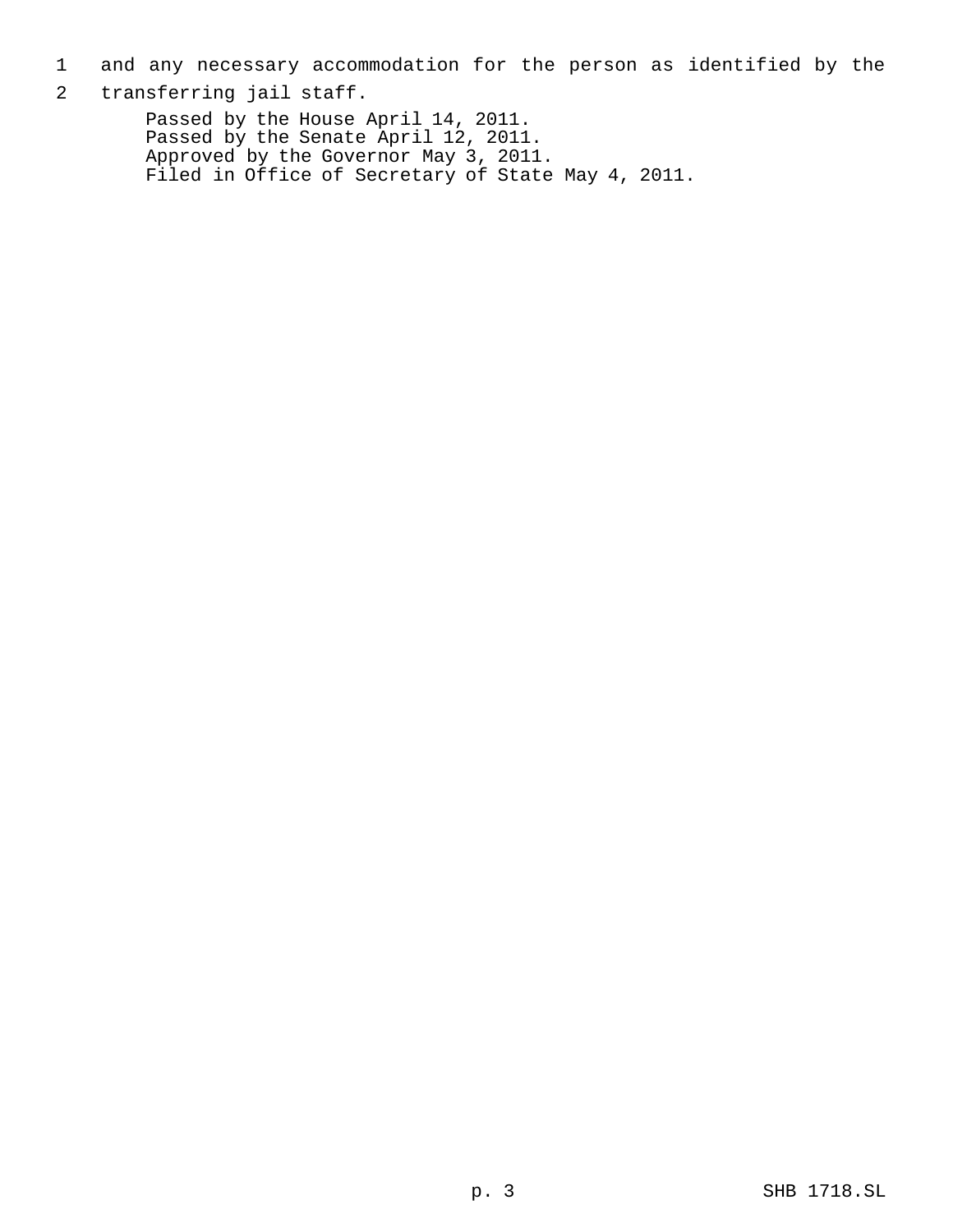and any necessary accommodation for the person as identified by the transferring jail staff.

Passed by the House April 14, 2011.
Passed by the Senate April 12, 2011.
Approved by the Governor May 3, 2011.
Filed in Office of Secretary of State May 4, 2011.